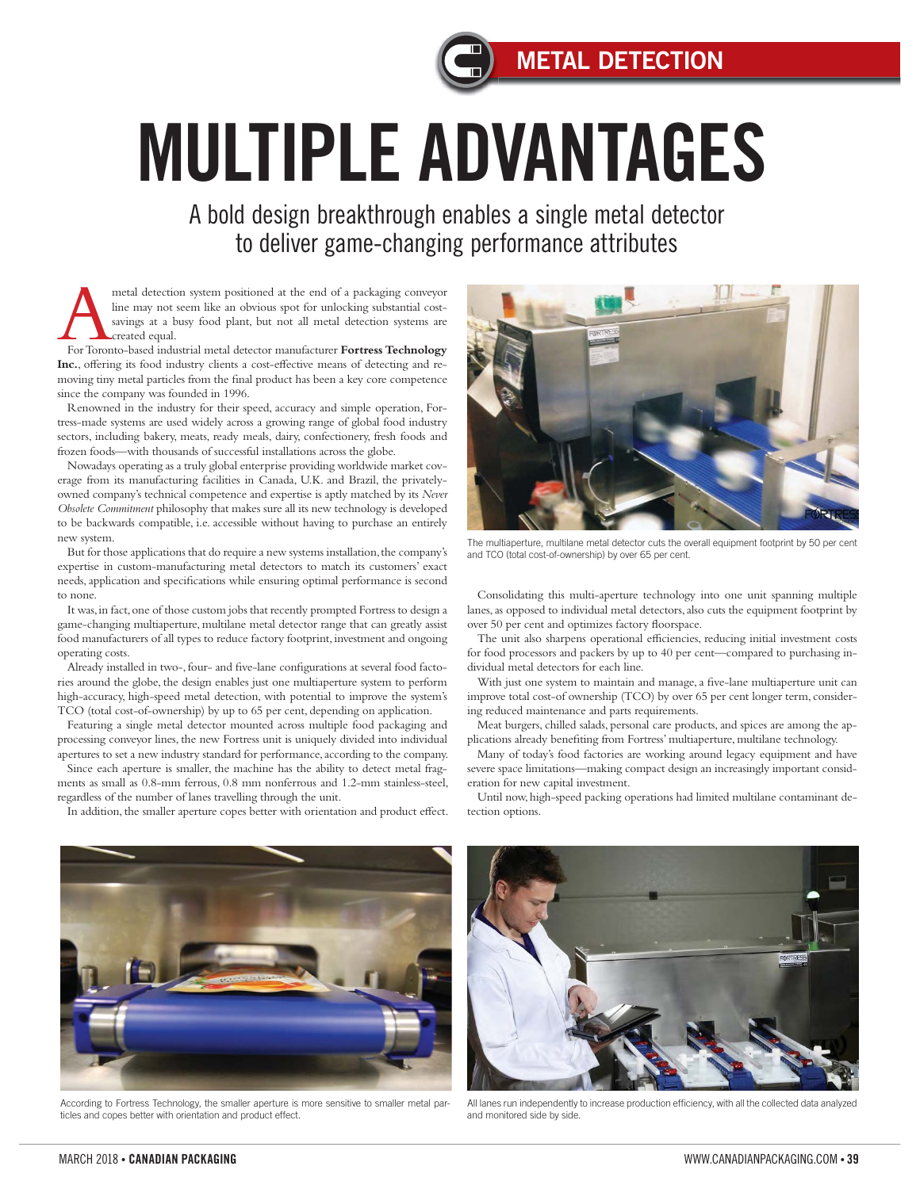METAL DETECTION

# MULTIPLE ADVANTAGES

## A bold design breakthrough enables a single metal detector to deliver game-changing performance attributes

A metal detection system positioned at the end of a packaging conveyor line may not seem like an obvious spot for unlocking substantial cost-savings at a busy food plant, but not all metal detection systems are created equal.

For Toronto-based industrial metal detector manufacturer **Fortress Technology Inc.**, offering its food industry clients a cost-effective means of detecting and removing tiny metal particles from the final product has been a key core competence since the company was founded in 1996.

Renowned in the industry for their speed, accuracy and simple operation, Fortress-made systems are used widely across a growing range of global food industry sectors, including bakery, meats, ready meals, dairy, confectionery, fresh foods and frozen foods—with thousands of successful installations across the globe.

Nowadays operating as a truly global enterprise providing worldwide market coverage from its manufacturing facilities in Canada, U.K. and Brazil, the privately-owned company's technical competence and expertise is aptly matched by its *Never Obsolete Commitment* philosophy that makes sure all its new technology is developed to be backwards compatible, i.e. accessible without having to purchase an entirely new system.

But for those applications that do require a new systems installation, the company's expertise in custom-manufacturing metal detectors to match its customers' exact needs, application and specifications while ensuring optimal performance is second to none.

It was, in fact, one of those custom jobs that recently prompted Fortress to design a game-changing multiaperture, multilane metal detector range that can greatly assist food manufacturers of all types to reduce factory footprint, investment and ongoing operating costs.

Already installed in two-, four- and five-lane configurations at several food factories around the globe, the design enables just one multiaperture system to perform high-accuracy, high-speed metal detection, with potential to improve the system's TCO (total cost-of-ownership) by up to 65 per cent, depending on application.

Featuring a single metal detector mounted across multiple food packaging and processing conveyor lines, the new Fortress unit is uniquely divided into individual apertures to set a new industry standard for performance, according to the company.

Since each aperture is smaller, the machine has the ability to detect metal fragments as small as 0.8-mm ferrous, 0.8 mm nonferrous and 1.2-mm stainless-steel, regardless of the number of lanes travelling through the unit.

In addition, the smaller aperture copes better with orientation and product effect.

The multiaperture, multilane metal detector cuts the overall equipment footprint by 50 per cent and TCO (total cost-of-ownership) by over 65 per cent.

Consolidating this multi-aperture technology into one unit spanning multiple lanes, as opposed to individual metal detectors, also cuts the equipment footprint by over 50 per cent and optimizes factory floorspace.

The unit also sharpens operational efficiencies, reducing initial investment costs for food processors and packers by up to 40 per cent—compared to purchasing individual metal detectors for each line.

With just one system to maintain and manage, a five-lane multiaperture unit can improve total cost-of ownership (TCO) by over 65 per cent longer term, considering reduced maintenance and parts requirements.

Meat burgers, chilled salads, personal care products, and spices are among the applications already benefiting from Fortress' multiaperture, multilane technology.

Many of today's food factories are working around legacy equipment and have severe space limitations—making compact design an increasingly important consideration for new capital investment.

Until now, high-speed packing operations had limited multilane contaminant detection options.

According to Fortress Technology, the smaller aperture is more sensitive to smaller metal particles and copes better with orientation and product effect.

All lanes run independently to increase production efficiency, with all the collected data analyzed and monitored side by side.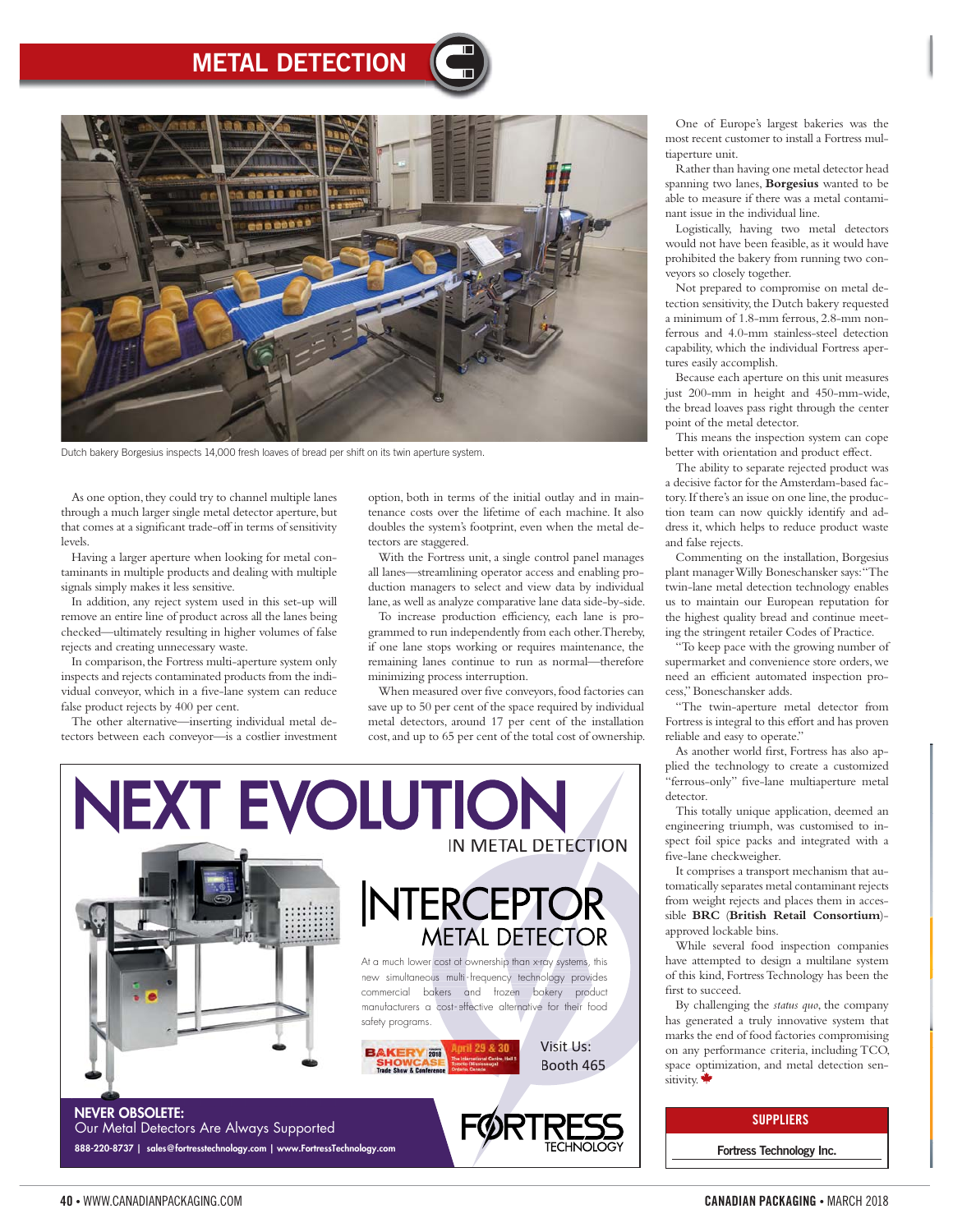# METAL DETECTION

Dutch bakery Borgesius inspects 14,000 fresh loaves of bread per shift on its twin aperture system.

As one option, they could try to channel multiple lanes through a much larger single metal detector aperture, but that comes at a significant trade-off in terms of sensitivity levels.

Having a larger aperture when looking for metal contaminants in multiple products and dealing with multiple signals simply makes it less sensitive.

In addition, any reject system used in this set-up will remove an entire line of product across all the lanes being checked—ultimately resulting in higher volumes of false rejects and creating unnecessary waste.

In comparison, the Fortress multi-aperture system only inspects and rejects contaminated products from the individual conveyor, which in a five-lane system can reduce false product rejects by 400 per cent.

The other alternative—inserting individual metal detectors between each conveyor—is a costlier investment option, both in terms of the initial outlay and in maintenance costs over the lifetime of each machine. It also doubles the system's footprint, even when the metal detectors are staggered.

With the Fortress unit, a single control panel manages all lanes—streamlining operator access and enabling production managers to select and view data by individual lane, as well as analyze comparative lane data side-by-side.

To increase production efficiency, each lane is programmed to run independently from each other. Thereby, if one lane stops working or requires maintenance, the remaining lanes continue to run as normal—therefore minimizing process interruption.

When measured over five conveyors, food factories can save up to 50 per cent of the space required by individual metal detectors, around 17 per cent of the installation cost, and up to 65 per cent of the total cost of ownership.

One of Europe's largest bakeries was the most recent customer to install a Fortress multiaperture unit.

Rather than having one metal detector head spanning two lanes, **Borgesius** wanted to be able to measure if there was a metal contaminant issue in the individual line.

Logistically, having two metal detectors would not have been feasible, as it would have prohibited the bakery from running two conveyors so closely together.

Not prepared to compromise on metal detection sensitivity, the Dutch bakery requested a minimum of 1.8-mm ferrous, 2.8-mm nonferrous and 4.0-mm stainless-steel detection capability, which the individual Fortress apertures easily accomplish.

Because each aperture on this unit measures just 200-mm in height and 450-mm-wide, the bread loaves pass right through the center point of the metal detector.

This means the inspection system can cope better with orientation and product effect.

The ability to separate rejected product was a decisive factor for the Amsterdam-based factory. If there's an issue on one line, the production team can now quickly identify and address it, which helps to reduce product waste and false rejects.

Commenting on the installation, Borgesius plant manager Willy Boneschansker says: "The twin-lane metal detection technology enables us to maintain our European reputation for the highest quality bread and continue meeting the stringent retailer Codes of Practice.

"To keep pace with the growing number of supermarket and convenience store orders, we need an efficient automated inspection process," Boneschansker adds.

"The twin-aperture metal detector from Fortress is integral to this effort and has proven reliable and easy to operate."

As another world first, Fortress has also applied the technology to create a customized "ferrous-only" five-lane multiaperture metal detector.

This totally unique application, deemed an engineering triumph, was customised to inspect foil spice packs and integrated with a five-lane checkweigher.

It comprises a transport mechanism that automatically separates metal contaminant rejects from weight rejects and places them in accessible **BRC** (**British Retail Consortium**)-approved lockable bins.

While several food inspection companies have attempted to design a multilane system of this kind, Fortress Technology has been the first to succeed.

By challenging the *status quo*, the company has generated a truly innovative system that marks the end of food factories compromising on any performance criteria, including TCO, space optimization, and metal detection sensitivity.

**SUPPLIERS**

Fortress Technology Inc.

---

NEXT EVOLUTION IN METAL DETECTION

INTERCEPTOR METAL DETECTOR

At a much lower cost of ownership than x-ray systems, this new simultaneous multi-frequency technology provides commercial bakers and frozen bakery product manufacturers a cost-effective alternative for their food safety programs.

BAKERY SHOWCASE 2018 Trade Show & Conference — April 29 & 30, The International Centre, Hall 5, Toronto (Mississauga) Ontario, Canada

Visit Us: Booth 465

**NEVER OBSOLETE:** Our Metal Detectors Are Always Supported

888-220-8737 | sales@fortresstechnology.com | www.FortressTechnology.com

FORTRESS TECHNOLOGY